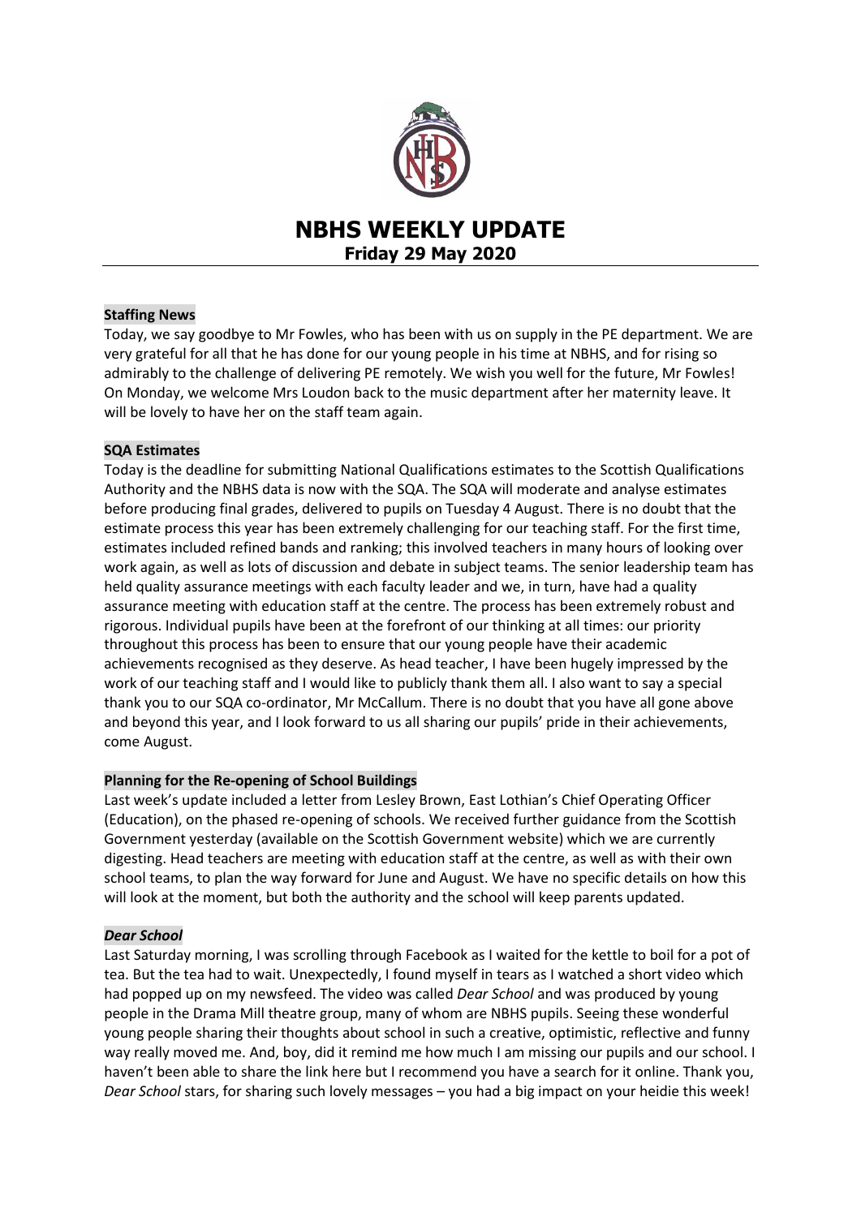# NBHS WEEKLY UPDATE

## Friday 29 May 2020

### Staffing News

Today, we say goodbye to Mr Fowles, who has been with us on supply in the PE department. We are very grateful for all that he has done for our young people in his time at NBHS, and for rising so admirably to the challenge of delivering PE remotely. We wish you well for the future, Mr Fowles! On Monday, we welcome Mrs Loudon back to the music department after her maternity leave. It will be lovely to have her on the staff team again.

### SQA Estimates

Today is the deadline for submitting National Qualifications estimates to the Scottish Qualifications Authority and the NBHS data is now with the SQA. The SQA will moderate and analyse estimates before producing final grades, delivered to pupils on Tuesday 4 August. There is no doubt that the estimate process this year has been extremely challenging for our teaching staff. For the first time, estimates included refined bands and ranking; this involved teachers in many hours of looking over work again, as well as lots of discussion and debate in subject teams. The senior leadership team has held quality assurance meetings with each faculty leader and we, in turn, have had a quality assurance meeting with education staff at the centre. The process has been extremely robust and rigorous. Individual pupils have been at the forefront of our thinking at all times: our priority throughout this process has been to ensure that our young people have their academic achievements recognised as they deserve. As head teacher, I have been hugely impressed by the work of our teaching staff and I would like to publicly thank them all. I also want to say a special thank you to our SQA co-ordinator, Mr McCallum. There is no doubt that you have all gone above and beyond this year, and I look forward to us all sharing our pupils' pride in their achievements, come August.

### Planning for the Re-opening of School Buildings

Last week's update included a letter from Lesley Brown, East Lothian's Chief Operating Officer (Education), on the phased re-opening of schools. We received further guidance from the Scottish Government yesterday (available on the Scottish Government website) which we are currently digesting. Head teachers are meeting with education staff at the centre, as well as with their own school teams, to plan the way forward for June and August. We have no specific details on how this will look at the moment, but both the authority and the school will keep parents updated.

### *Dear School*

Last Saturday morning, I was scrolling through Facebook as I waited for the kettle to boil for a pot of tea. But the tea had to wait. Unexpectedly, I found myself in tears as I watched a short video which had popped up on my newsfeed. The video was called *Dear School* and was produced by young people in the Drama Mill theatre group, many of whom are NBHS pupils. Seeing these wonderful young people sharing their thoughts about school in such a creative, optimistic, reflective and funny way really moved me. And, boy, did it remind me how much I am missing our pupils and our school. I haven't been able to share the link here but I recommend you have a search for it online. Thank you, *Dear School* stars, for sharing such lovely messages – you had a big impact on your heidie this week!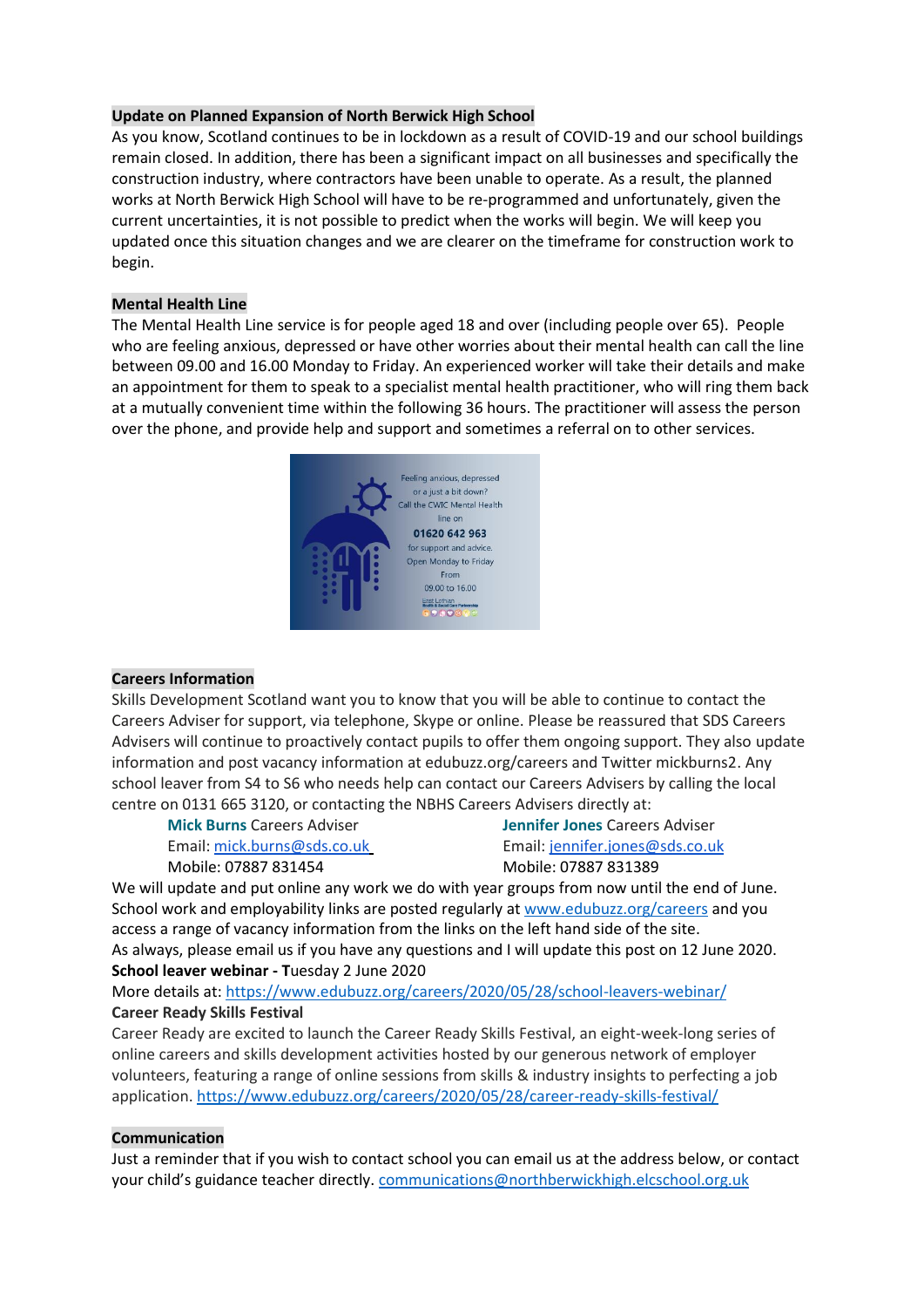## Update on Planned Expansion of North Berwick High School

As you know, Scotland continues to be in lockdown as a result of COVID-19 and our school buildings remain closed. In addition, there has been a significant impact on all businesses and specifically the construction industry, where contractors have been unable to operate. As a result, the planned works at North Berwick High School will have to be re-programmed and unfortunately, given the current uncertainties, it is not possible to predict when the works will begin. We will keep you updated once this situation changes and we are clearer on the timeframe for construction work to begin.

## Mental Health Line

The Mental Health Line service is for people aged 18 and over (including people over 65). People who are feeling anxious, depressed or have other worries about their mental health can call the line between 09.00 and 16.00 Monday to Friday. An experienced worker will take their details and make an appointment for them to speak to a specialist mental health practitioner, who will ring them back at a mutually convenient time within the following 36 hours. The practitioner will assess the person over the phone, and provide help and support and sometimes a referral on to other services.

Feeling anxious, depressed or a just a bit down? Call the CWIC Mental Health line on **01620 642 963** for support and advice. Open Monday to Friday From 09.00 to 16.00

## Careers Information

Skills Development Scotland want you to know that you will be able to continue to contact the Careers Adviser for support, via telephone, Skype or online. Please be reassured that SDS Careers Advisers will continue to proactively contact pupils to offer them ongoing support. They also update information and post vacancy information at edubuzz.org/careers and Twitter mickburns2. Any school leaver from S4 to S6 who needs help can contact our Careers Advisers by calling the local centre on 0131 665 3120, or contacting the NBHS Careers Advisers directly at:

**Mick Burns** Careers Adviser
Email: mick.burns@sds.co.uk
Mobile: 07887 831454

**Jennifer Jones** Careers Adviser
Email: jennifer.jones@sds.co.uk
Mobile: 07887 831389

We will update and put online any work we do with year groups from now until the end of June. School work and employability links are posted regularly at www.edubuzz.org/careers and you access a range of vacancy information from the links on the left hand side of the site.
As always, please email us if you have any questions and I will update this post on 12 June 2020.

**School leaver webinar - Tuesday 2 June 2020**

More details at: https://www.edubuzz.org/careers/2020/05/28/school-leavers-webinar/

**Career Ready Skills Festival**

Career Ready are excited to launch the Career Ready Skills Festival, an eight-week-long series of online careers and skills development activities hosted by our generous network of employer volunteers, featuring a range of online sessions from skills & industry insights to perfecting a job application. https://www.edubuzz.org/careers/2020/05/28/career-ready-skills-festival/

## Communication

Just a reminder that if you wish to contact school you can email us at the address below, or contact your child's guidance teacher directly. communications@northberwickhigh.elcschool.org.uk